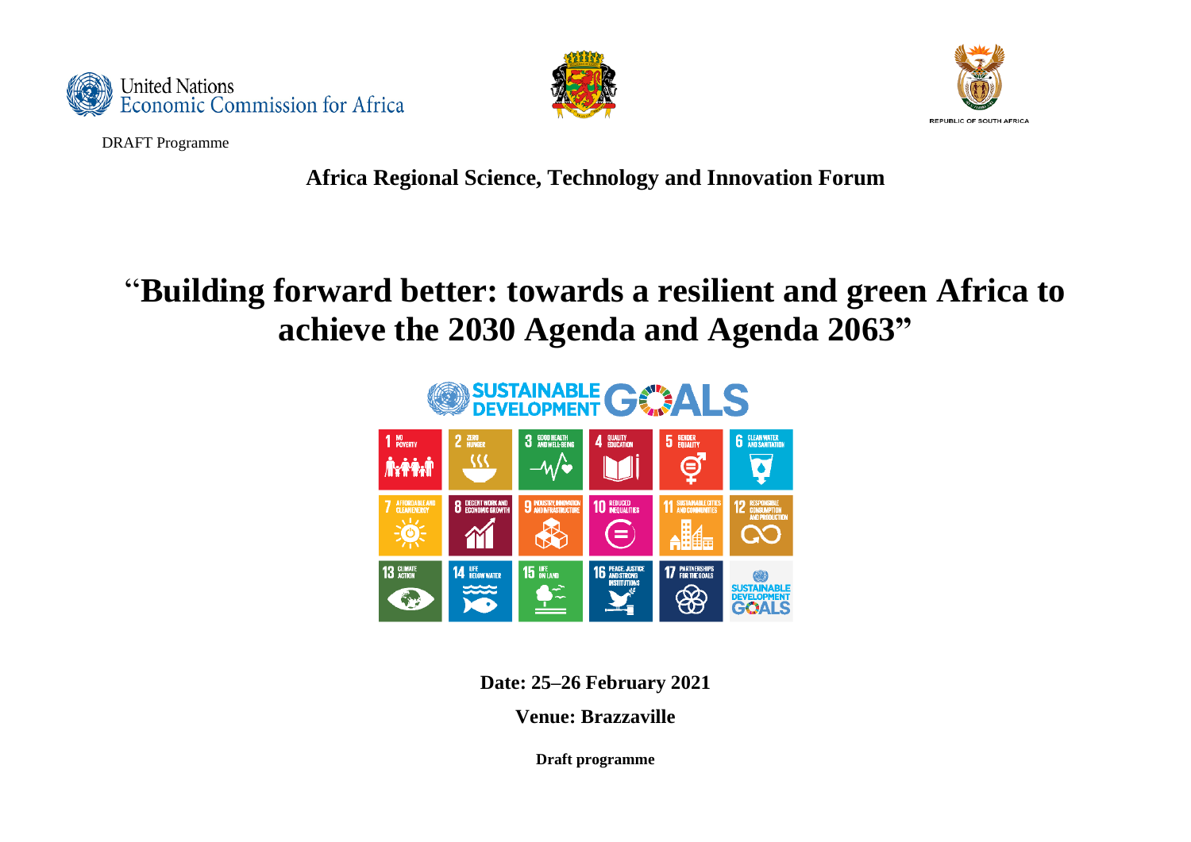DRAFT Programme

**Africa Regional Science, Technology and Innovation Forum**

# "Building forward better: towards a resilient and green Africa to achieve the 2030 Agenda and Agenda 2063"

**Date: 25–26 February 2021**

**Venue: Brazzaville**

**Draft programme**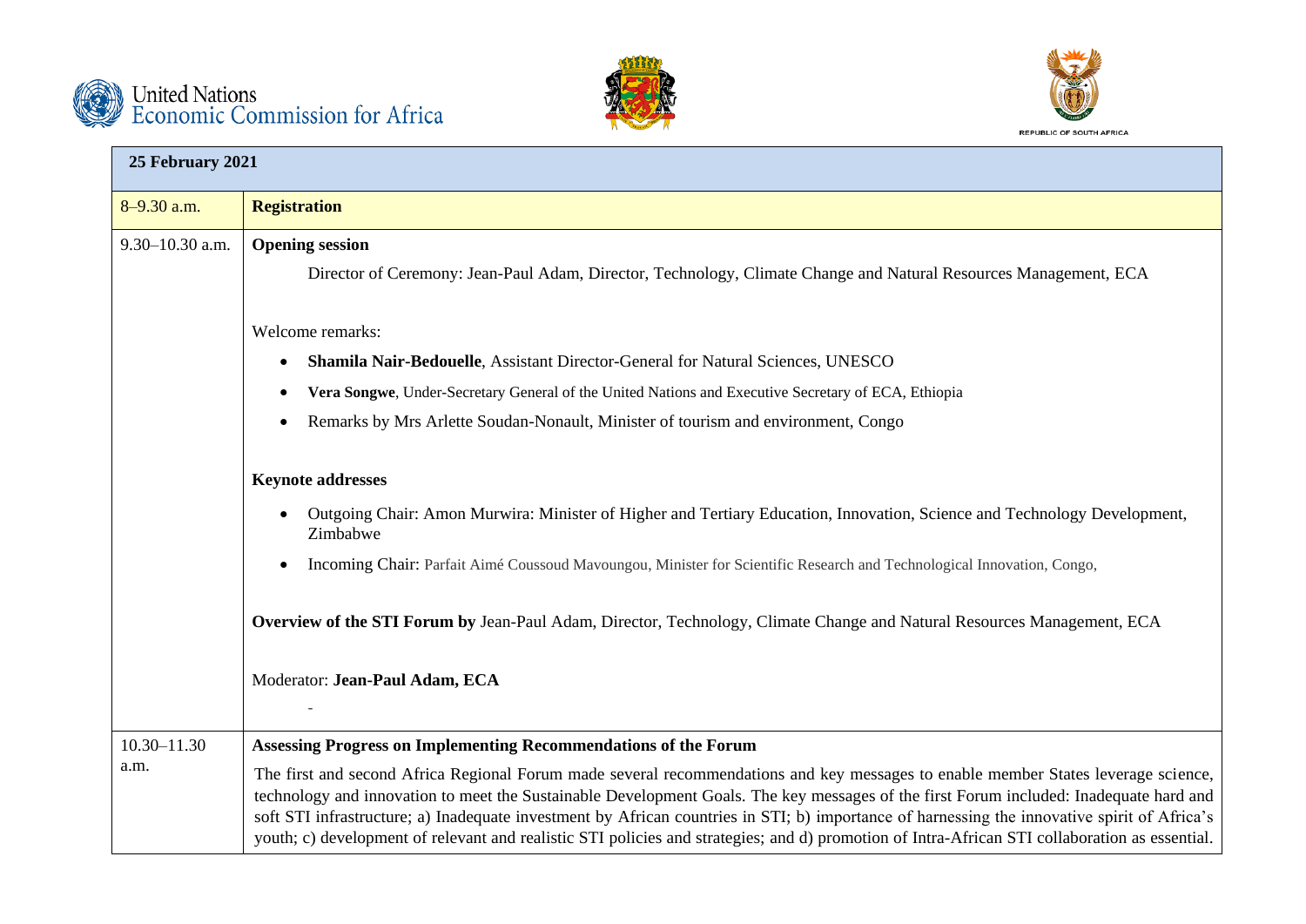United Nations Economic Commission for Africa

REPUBLIC OF SOUTH AFRICA

| 25 February 2021 | |
|---|---|
| 8–9.30 a.m. | **Registration** |
| 9.30–10.30 a.m. | **Opening session**<br><br>Director of Ceremony: Jean-Paul Adam, Director, Technology, Climate Change and Natural Resources Management, ECA<br><br>Welcome remarks:<br>• **Shamila Nair-Bedouelle**, Assistant Director-General for Natural Sciences, UNESCO<br>• **Vera Songwe**, Under-Secretary General of the United Nations and Executive Secretary of ECA, Ethiopia<br>• Remarks by Mrs Arlette Soudan-Nonault, Minister of tourism and environment, Congo<br><br>**Keynote addresses**<br>• Outgoing Chair: Amon Murwira: Minister of Higher and Tertiary Education, Innovation, Science and Technology Development, Zimbabwe<br>• Incoming Chair: Parfait Aimé Coussoud Mavoungou, Minister for Scientific Research and Technological Innovation, Congo,<br><br>**Overview of the STI Forum by** Jean-Paul Adam, Director, Technology, Climate Change and Natural Resources Management, ECA<br><br>Moderator: **Jean-Paul Adam, ECA**<br><br>- |
| 10.30–11.30 a.m. | **Assessing Progress on Implementing Recommendations of the Forum**<br><br>The first and second Africa Regional Forum made several recommendations and key messages to enable member States leverage science, technology and innovation to meet the Sustainable Development Goals. The key messages of the first Forum included: Inadequate hard and soft STI infrastructure; a) Inadequate investment by African countries in STI; b) importance of harnessing the innovative spirit of Africa's youth; c) development of relevant and realistic STI policies and strategies; and d) promotion of Intra-African STI collaboration as essential. |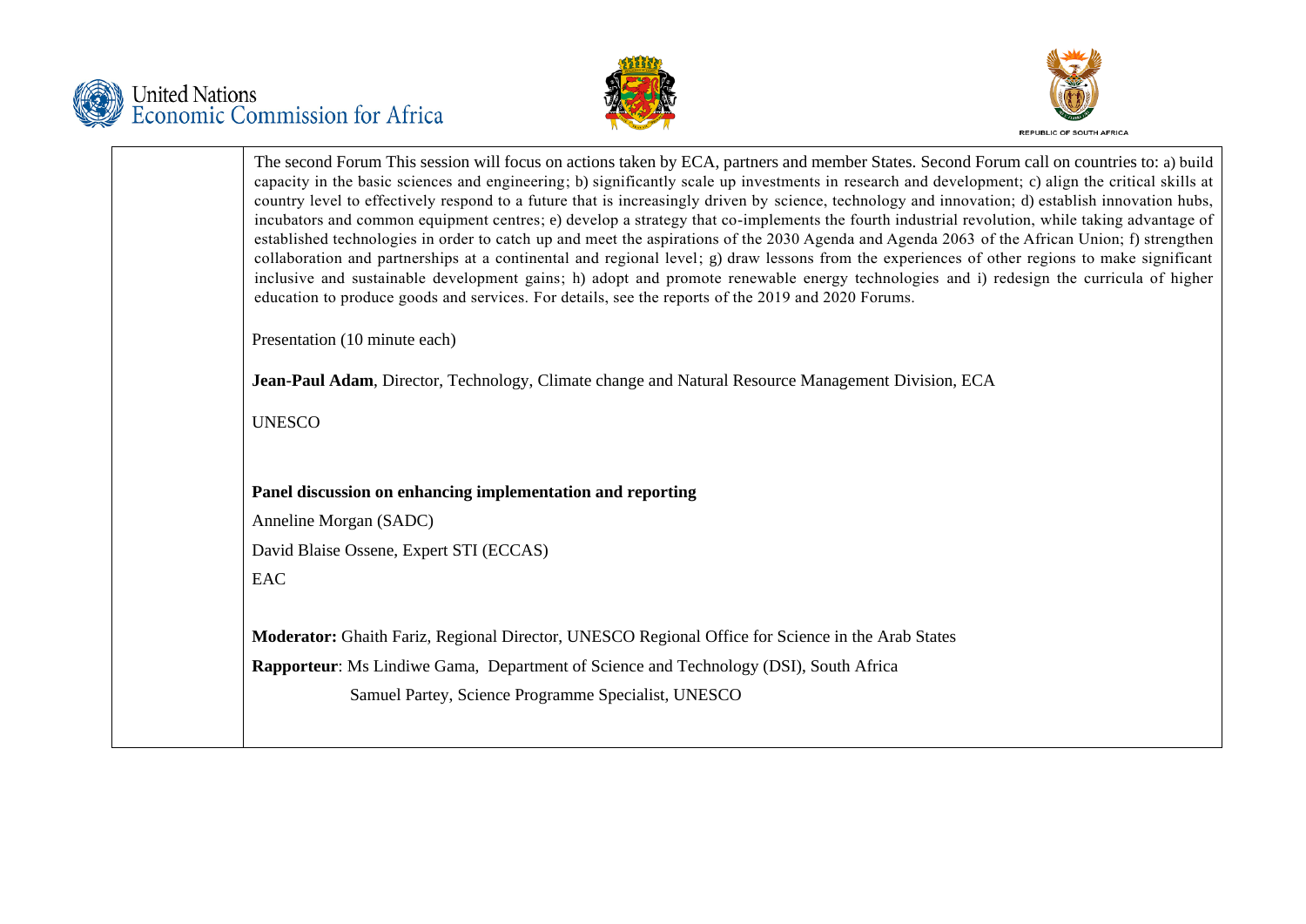|  |  |
|---|---|
|  | The second Forum This session will focus on actions taken by ECA, partners and member States. Second Forum call on countries to: a) build capacity in the basic sciences and engineering; b) significantly scale up investments in research and development; c) align the critical skills at country level to effectively respond to a future that is increasingly driven by science, technology and innovation; d) establish innovation hubs, incubators and common equipment centres; e) develop a strategy that co-implements the fourth industrial revolution, while taking advantage of established technologies in order to catch up and meet the aspirations of the 2030 Agenda and Agenda 2063 of the African Union; f) strengthen collaboration and partnerships at a continental and regional level; g) draw lessons from the experiences of other regions to make significant inclusive and sustainable development gains; h) adopt and promote renewable energy technologies and i) redesign the curricula of higher education to produce goods and services. For details, see the reports of the 2019 and 2020 Forums.<br><br>Presentation (10 minute each)<br><br>**Jean-Paul Adam**, Director, Technology, Climate change and Natural Resource Management Division, ECA<br><br>UNESCO<br><br>**Panel discussion on enhancing implementation and reporting**<br><br>Anneline Morgan (SADC)<br><br>David Blaise Ossene, Expert STI (ECCAS)<br><br>EAC<br><br>**Moderator:** Ghaith Fariz, Regional Director, UNESCO Regional Office for Science in the Arab States<br><br>**Rapporteur**: Ms Lindiwe Gama, Department of Science and Technology (DSI), South Africa<br><br>Samuel Partey, Science Programme Specialist, UNESCO |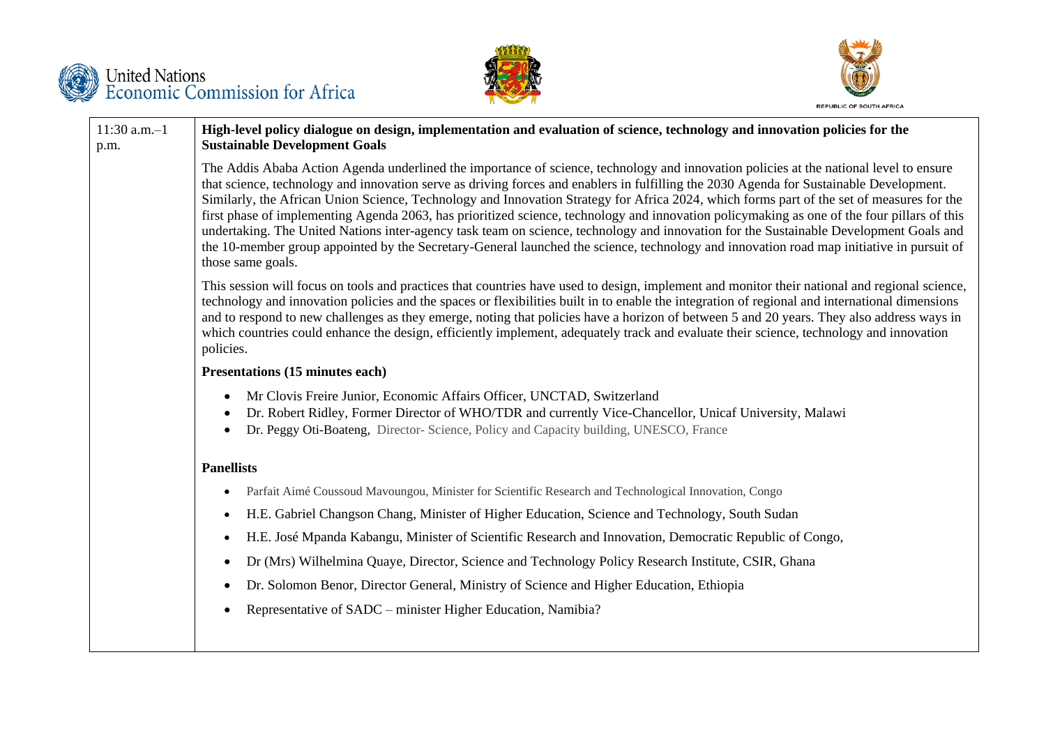| | |
|---|---|
| 11:30 a.m.–1 p.m. | **High-level policy dialogue on design, implementation and evaluation of science, technology and innovation policies for the Sustainable Development Goals**<br><br>The Addis Ababa Action Agenda underlined the importance of science, technology and innovation policies at the national level to ensure that science, technology and innovation serve as driving forces and enablers in fulfilling the 2030 Agenda for Sustainable Development. Similarly, the African Union Science, Technology and Innovation Strategy for Africa 2024, which forms part of the set of measures for the first phase of implementing Agenda 2063, has prioritized science, technology and innovation policymaking as one of the four pillars of this undertaking. The United Nations inter-agency task team on science, technology and innovation for the Sustainable Development Goals and the 10-member group appointed by the Secretary-General launched the science, technology and innovation road map initiative in pursuit of those same goals.<br><br>This session will focus on tools and practices that countries have used to design, implement and monitor their national and regional science, technology and innovation policies and the spaces or flexibilities built in to enable the integration of regional and international dimensions and to respond to new challenges as they emerge, noting that policies have a horizon of between 5 and 20 years. They also address ways in which countries could enhance the design, efficiently implement, adequately track and evaluate their science, technology and innovation policies.<br><br>**Presentations (15 minutes each)**<br><br>• Mr Clovis Freire Junior, Economic Affairs Officer, UNCTAD, Switzerland<br>• Dr. Robert Ridley, Former Director of WHO/TDR and currently Vice-Chancellor, Unicaf University, Malawi<br>• Dr. Peggy Oti-Boateng, Director- Science, Policy and Capacity building, UNESCO, France<br><br>**Panellists**<br><br>• Parfait Aimé Coussoud Mavoungou, Minister for Scientific Research and Technological Innovation, Congo<br>• H.E. Gabriel Changson Chang, Minister of Higher Education, Science and Technology, South Sudan<br>• H.E. José Mpanda Kabangu, Minister of Scientific Research and Innovation, Democratic Republic of Congo,<br>• Dr (Mrs) Wilhelmina Quaye, Director, Science and Technology Policy Research Institute, CSIR, Ghana<br>• Dr. Solomon Benor, Director General, Ministry of Science and Higher Education, Ethiopia<br>• Representative of SADC – minister Higher Education, Namibia? |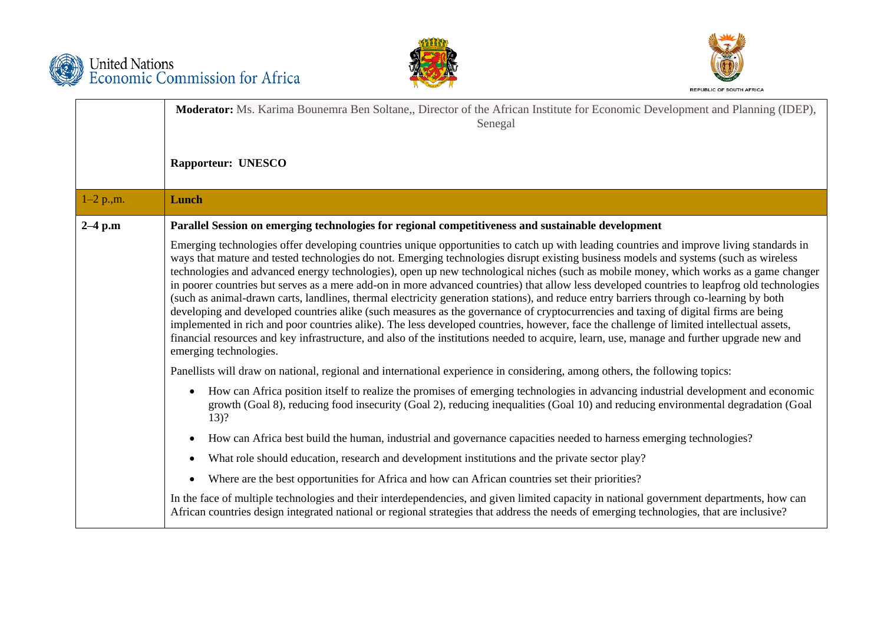| | |
|---|---|
| | **Moderator:** Ms. Karima Bounemra Ben Soltane,, Director of the African Institute for Economic Development and Planning (IDEP), Senegal<br><br>**Rapporteur: UNESCO** |
| 1–2 p.,m. | **Lunch** |
| **2–4 p.m** | **Parallel Session on emerging technologies for regional competitiveness and sustainable development**<br><br>Emerging technologies offer developing countries unique opportunities to catch up with leading countries and improve living standards in ways that mature and tested technologies do not. Emerging technologies disrupt existing business models and systems (such as wireless technologies and advanced energy technologies), open up new technological niches (such as mobile money, which works as a game changer in poorer countries but serves as a mere add-on in more advanced countries) that allow less developed countries to leapfrog old technologies (such as animal-drawn carts, landlines, thermal electricity generation stations), and reduce entry barriers through co-learning by both developing and developed countries alike (such measures as the governance of cryptocurrencies and taxing of digital firms are being implemented in rich and poor countries alike). The less developed countries, however, face the challenge of limited intellectual assets, financial resources and key infrastructure, and also of the institutions needed to acquire, learn, use, manage and further upgrade new and emerging technologies.<br><br>Panellists will draw on national, regional and international experience in considering, among others, the following topics:<br><br>• How can Africa position itself to realize the promises of emerging technologies in advancing industrial development and economic growth (Goal 8), reducing food insecurity (Goal 2), reducing inequalities (Goal 10) and reducing environmental degradation (Goal 13)?<br><br>• How can Africa best build the human, industrial and governance capacities needed to harness emerging technologies?<br><br>• What role should education, research and development institutions and the private sector play?<br><br>• Where are the best opportunities for Africa and how can African countries set their priorities?<br><br>In the face of multiple technologies and their interdependencies, and given limited capacity in national government departments, how can African countries design integrated national or regional strategies that address the needs of emerging technologies, that are inclusive? |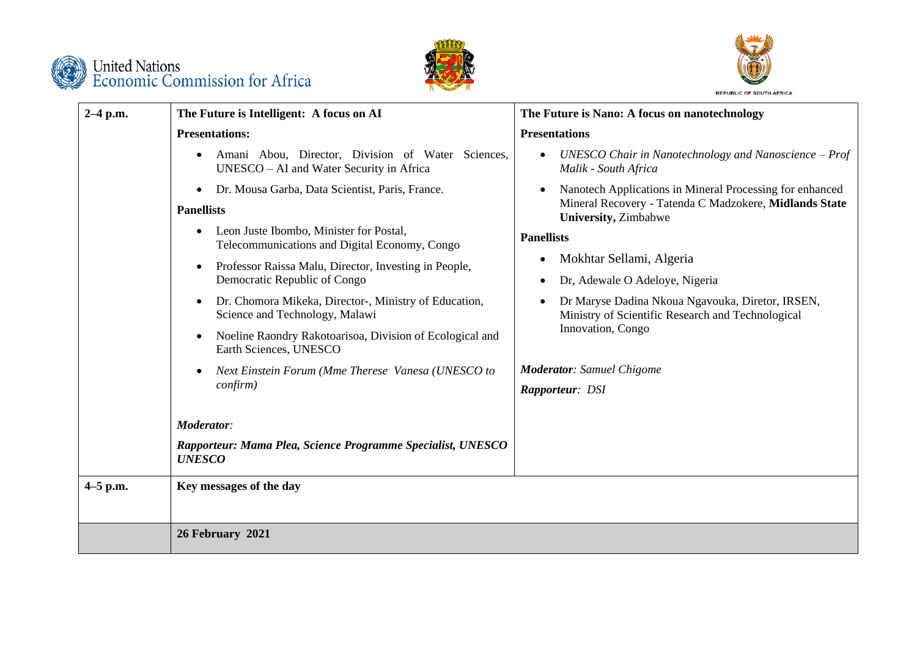| | | |
|---|---|---|
| 2–4 p.m. | **The Future is Intelligent: A focus on AI**<br><br>**Presentations:**<br><br>• Amani Abou, Director, Division of Water Sciences, UNESCO – AI and Water Security in Africa<br>• Dr. Mousa Garba, Data Scientist, Paris, France.<br><br>**Panellists**<br><br>• Leon Juste Ibombo, Minister for Postal, Telecommunications and Digital Economy, Congo<br>• Professor Raissa Malu, Director, Investing in People, Democratic Republic of Congo<br>• Dr. Chomora Mikeka, Director-, Ministry of Education, Science and Technology, Malawi<br>• Noeline Raondry Rakotoarisoa, Division of Ecological and Earth Sciences, UNESCO<br>• *Next Einstein Forum (Mme Therese Vanesa (UNESCO to confirm)*<br><br>***Moderator****:*<br><br>***Rapporteur: Mama Plea, Science Programme Specialist, UNESCO UNESCO*** | **The Future is Nano: A focus on nanotechnology**<br><br>**Presentations**<br><br>• *UNESCO Chair in Nanotechnology and Nanoscience – Prof Malik - South Africa*<br>• Nanotech Applications in Mineral Processing for enhanced Mineral Recovery - Tatenda C Madzokere, **Midlands State University,** Zimbabwe<br><br>**Panellists**<br><br>• Mokhtar Sellami, Algeria<br>• Dr, Adewale O Adeloye, Nigeria<br>• Dr Maryse Dadina Nkoua Ngavouka, Diretor, IRSEN, Ministry of Scientific Research and Technological Innovation, Congo<br><br>***Moderator****: Samuel Chigome*<br><br>***Rapporteur****: DSI* |
| 4–5 p.m. | **Key messages of the day** | |
| | **26 February 2021** | |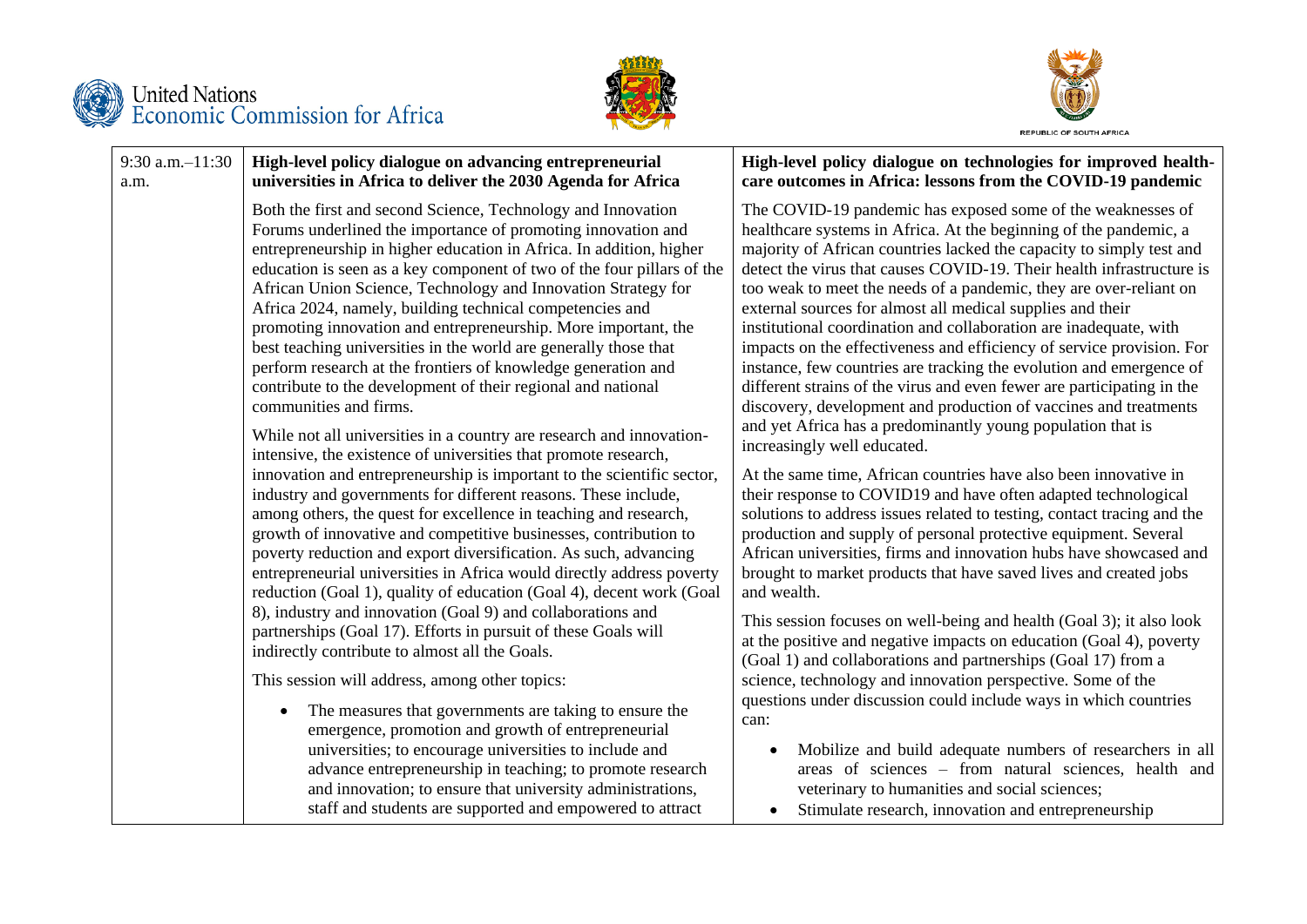| | | |
|---|---|---|
| 9:30 a.m.–11:30 a.m. | **High-level policy dialogue on advancing entrepreneurial universities in Africa to deliver the 2030 Agenda for Africa**<br><br>Both the first and second Science, Technology and Innovation Forums underlined the importance of promoting innovation and entrepreneurship in higher education in Africa. In addition, higher education is seen as a key component of two of the four pillars of the African Union Science, Technology and Innovation Strategy for Africa 2024, namely, building technical competencies and promoting innovation and entrepreneurship. More important, the best teaching universities in the world are generally those that perform research at the frontiers of knowledge generation and contribute to the development of their regional and national communities and firms.<br><br>While not all universities in a country are research and innovation-intensive, the existence of universities that promote research, innovation and entrepreneurship is important to the scientific sector, industry and governments for different reasons. These include, among others, the quest for excellence in teaching and research, growth of innovative and competitive businesses, contribution to poverty reduction and export diversification. As such, advancing entrepreneurial universities in Africa would directly address poverty reduction (Goal 1), quality of education (Goal 4), decent work (Goal 8), industry and innovation (Goal 9) and collaborations and partnerships (Goal 17). Efforts in pursuit of these Goals will indirectly contribute to almost all the Goals.<br><br>This session will address, among other topics:<br><br>• The measures that governments are taking to ensure the emergence, promotion and growth of entrepreneurial universities; to encourage universities to include and advance entrepreneurship in teaching; to promote research and innovation; to ensure that university administrations, staff and students are supported and empowered to attract | **High-level policy dialogue on technologies for improved health-care outcomes in Africa: lessons from the COVID-19 pandemic**<br><br>The COVID-19 pandemic has exposed some of the weaknesses of healthcare systems in Africa. At the beginning of the pandemic, a majority of African countries lacked the capacity to simply test and detect the virus that causes COVID-19. Their health infrastructure is too weak to meet the needs of a pandemic, they are over-reliant on external sources for almost all medical supplies and their institutional coordination and collaboration are inadequate, with impacts on the effectiveness and efficiency of service provision. For instance, few countries are tracking the evolution and emergence of different strains of the virus and even fewer are participating in the discovery, development and production of vaccines and treatments and yet Africa has a predominantly young population that is increasingly well educated.<br><br>At the same time, African countries have also been innovative in their response to COVID19 and have often adapted technological solutions to address issues related to testing, contact tracing and the production and supply of personal protective equipment. Several African universities, firms and innovation hubs have showcased and brought to market products that have saved lives and created jobs and wealth.<br><br>This session focuses on well-being and health (Goal 3); it also look at the positive and negative impacts on education (Goal 4), poverty (Goal 1) and collaborations and partnerships (Goal 17) from a science, technology and innovation perspective. Some of the questions under discussion could include ways in which countries can:<br><br>• Mobilize and build adequate numbers of researchers in all areas of sciences – from natural sciences, health and veterinary to humanities and social sciences;<br>• Stimulate research, innovation and entrepreneurship |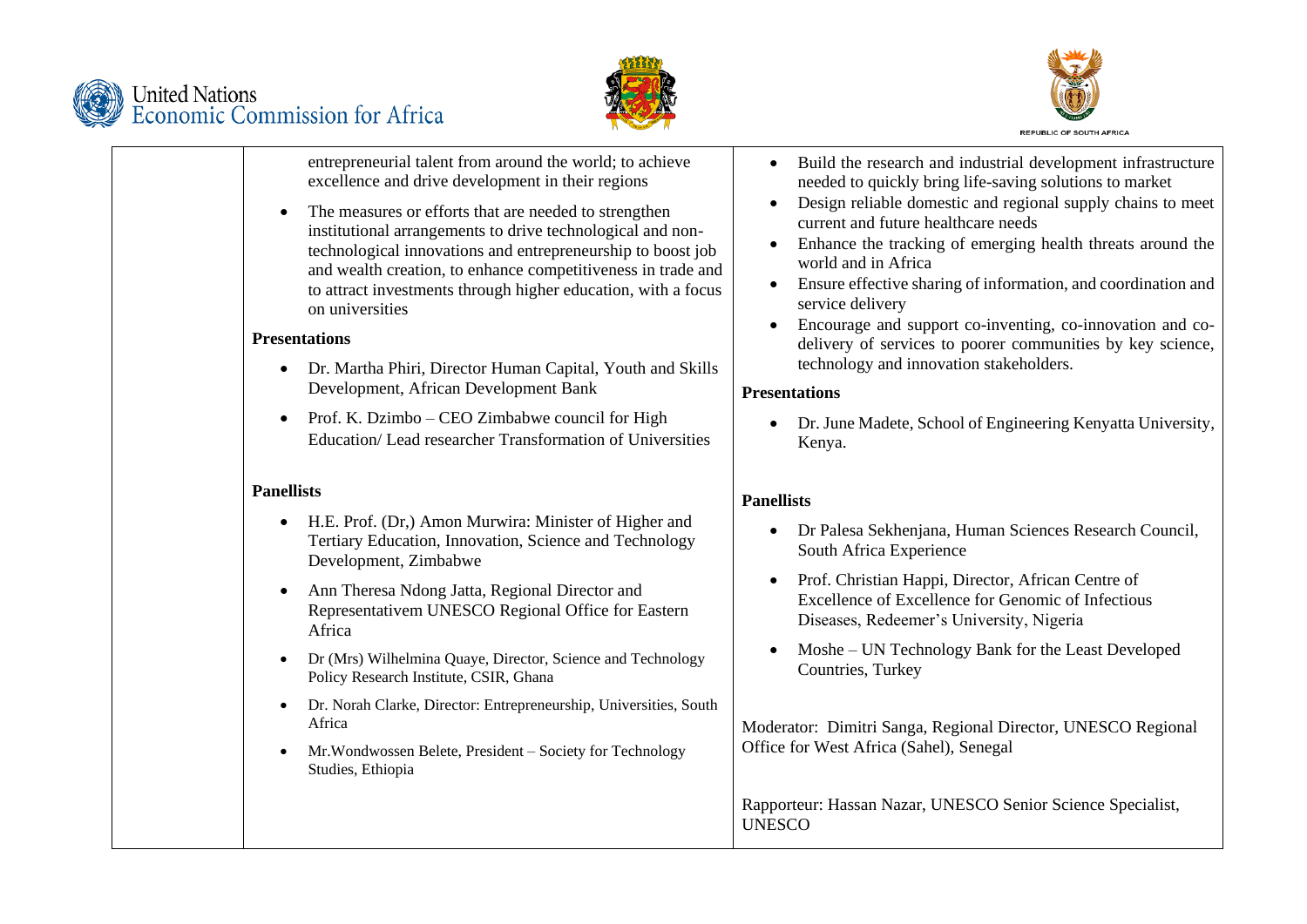| | | |
|---|---|---|
| | entrepreneurial talent from around the world; to achieve excellence and drive development in their regions<br><br>• The measures or efforts that are needed to strengthen institutional arrangements to drive technological and non-technological innovations and entrepreneurship to boost job and wealth creation, to enhance competitiveness in trade and to attract investments through higher education, with a focus on universities<br><br>**Presentations**<br><br>• Dr. Martha Phiri, Director Human Capital, Youth and Skills Development, African Development Bank<br>• Prof. K. Dzimbo – CEO Zimbabwe council for High Education/ Lead researcher Transformation of Universities<br><br>**Panellists**<br><br>• H.E. Prof. (Dr,) Amon Murwira: Minister of Higher and Tertiary Education, Innovation, Science and Technology Development, Zimbabwe<br>• Ann Theresa Ndong Jatta, Regional Director and Representativem UNESCO Regional Office for Eastern Africa<br>• Dr (Mrs) Wilhelmina Quaye, Director, Science and Technology Policy Research Institute, CSIR, Ghana<br>• Dr. Norah Clarke, Director: Entrepreneurship, Universities, South Africa<br>• Mr.Wondwossen Belete, President – Society for Technology Studies, Ethiopia | • Build the research and industrial development infrastructure needed to quickly bring life-saving solutions to market<br>• Design reliable domestic and regional supply chains to meet current and future healthcare needs<br>• Enhance the tracking of emerging health threats around the world and in Africa<br>• Ensure effective sharing of information, and coordination and service delivery<br>• Encourage and support co-inventing, co-innovation and co-delivery of services to poorer communities by key science, technology and innovation stakeholders.<br><br>**Presentations**<br><br>• Dr. June Madete, School of Engineering Kenyatta University, Kenya.<br><br>**Panellists**<br><br>• Dr Palesa Sekhenjana, Human Sciences Research Council, South Africa Experience<br>• Prof. Christian Happi, Director, African Centre of Excellence of Excellence for Genomic of Infectious Diseases, Redeemer's University, Nigeria<br>• Moshe – UN Technology Bank for the Least Developed Countries, Turkey<br><br>Moderator: Dimitri Sanga, Regional Director, UNESCO Regional Office for West Africa (Sahel), Senegal<br><br>Rapporteur: Hassan Nazar, UNESCO Senior Science Specialist, UNESCO |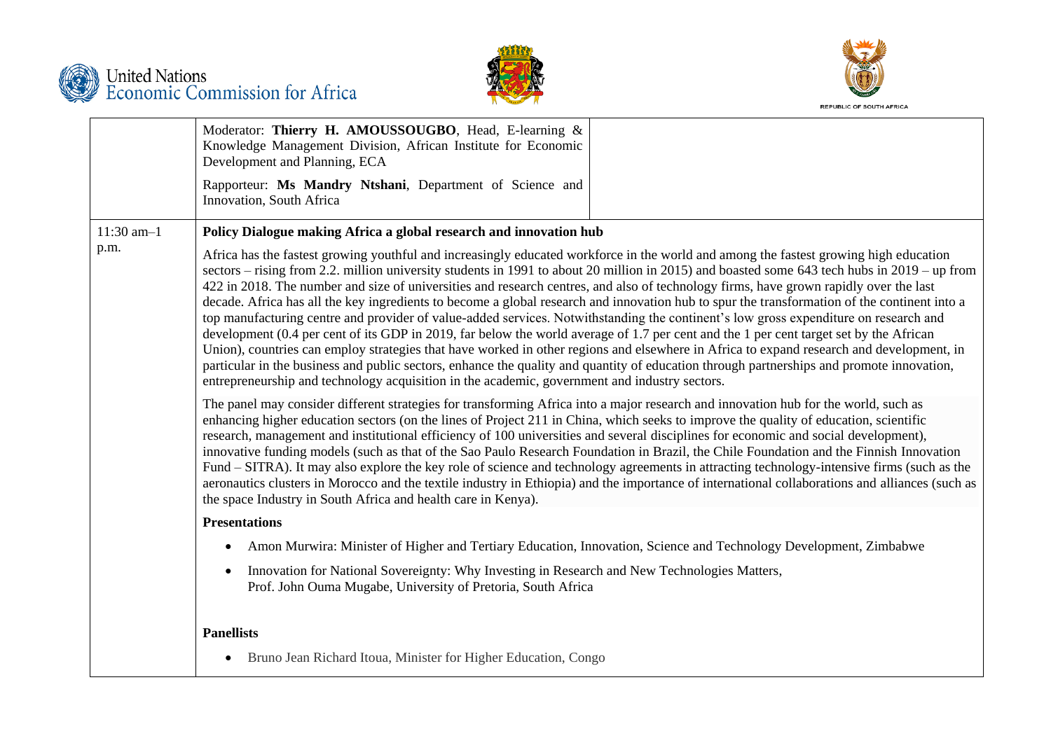| | | |
|---|---|---|
| | Moderator: **Thierry H. AMOUSSOUGBO**, Head, E-learning & Knowledge Management Division, African Institute for Economic Development and Planning, ECA<br><br>Rapporteur: **Ms Mandry Ntshani**, Department of Science and Innovation, South Africa | |
| 11:30 am–1 p.m. | **Policy Dialogue making Africa a global research and innovation hub**<br><br>Africa has the fastest growing youthful and increasingly educated workforce in the world and among the fastest growing high education sectors – rising from 2.2. million university students in 1991 to about 20 million in 2015) and boasted some 643 tech hubs in 2019 – up from 422 in 2018. The number and size of universities and research centres, and also of technology firms, have grown rapidly over the last decade. Africa has all the key ingredients to become a global research and innovation hub to spur the transformation of the continent into a top manufacturing centre and provider of value-added services. Notwithstanding the continent's low gross expenditure on research and development (0.4 per cent of its GDP in 2019, far below the world average of 1.7 per cent and the 1 per cent target set by the African Union), countries can employ strategies that have worked in other regions and elsewhere in Africa to expand research and development, in particular in the business and public sectors, enhance the quality and quantity of education through partnerships and promote innovation, entrepreneurship and technology acquisition in the academic, government and industry sectors.<br><br>The panel may consider different strategies for transforming Africa into a major research and innovation hub for the world, such as enhancing higher education sectors (on the lines of Project 211 in China, which seeks to improve the quality of education, scientific research, management and institutional efficiency of 100 universities and several disciplines for economic and social development), innovative funding models (such as that of the Sao Paulo Research Foundation in Brazil, the Chile Foundation and the Finnish Innovation Fund – SITRA). It may also explore the key role of science and technology agreements in attracting technology-intensive firms (such as the aeronautics clusters in Morocco and the textile industry in Ethiopia) and the importance of international collaborations and alliances (such as the space Industry in South Africa and health care in Kenya).<br><br>**Presentations**<br><br>• Amon Murwira: Minister of Higher and Tertiary Education, Innovation, Science and Technology Development, Zimbabwe<br>• Innovation for National Sovereignty: Why Investing in Research and New Technologies Matters, Prof. John Ouma Mugabe, University of Pretoria, South Africa<br><br>**Panellists**<br><br>• Bruno Jean Richard Itoua, Minister for Higher Education, Congo | |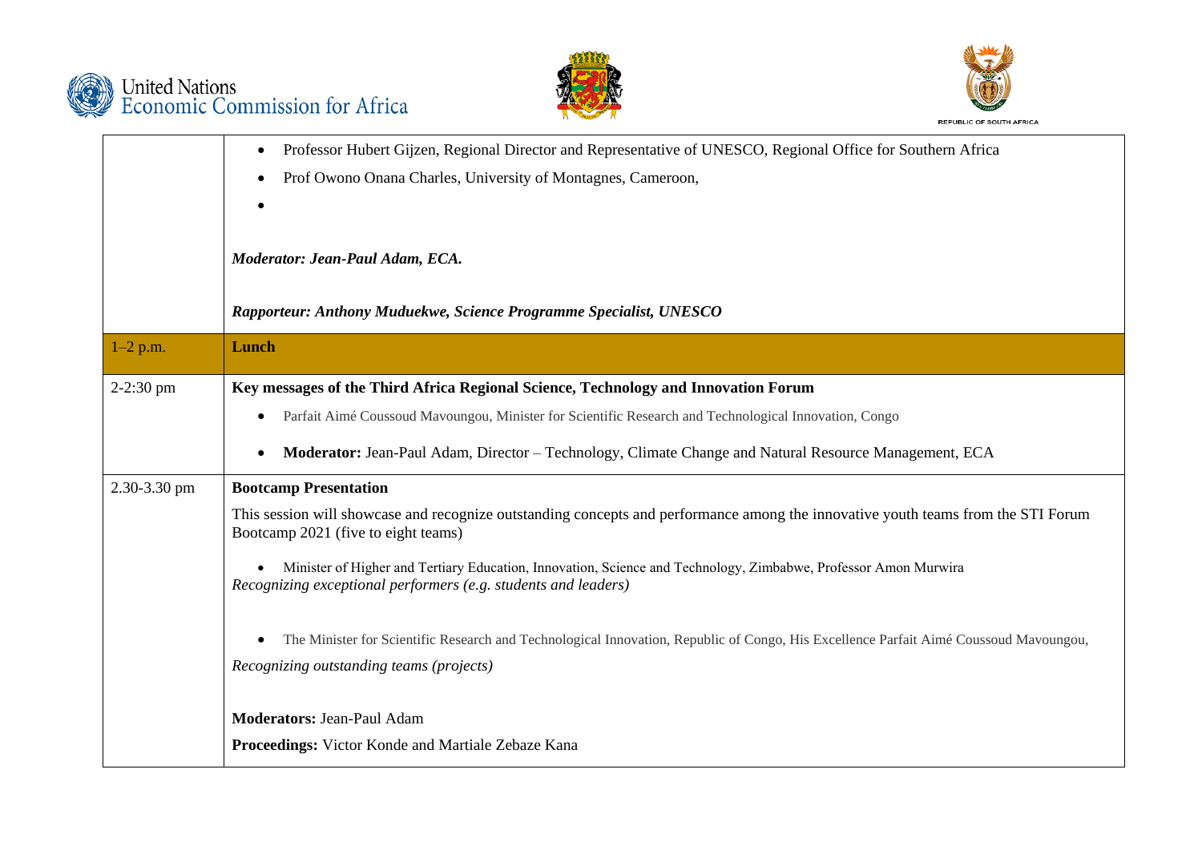| | |
|---|---|
| | • Professor Hubert Gijzen, Regional Director and Representative of UNESCO, Regional Office for Southern Africa<br>• Prof Owono Onana Charles, University of Montagnes, Cameroon,<br>•<br><br>***Moderator: Jean-Paul Adam, ECA.***<br><br>***Rapporteur: Anthony Muduekwe, Science Programme Specialist, UNESCO*** |
| 1–2 p.m. | **Lunch** |
| 2-2:30 pm | **Key messages of the Third Africa Regional Science, Technology and Innovation Forum**<br>• Parfait Aimé Coussoud Mavoungou, Minister for Scientific Research and Technological Innovation, Congo<br>• **Moderator:** Jean-Paul Adam, Director – Technology, Climate Change and Natural Resource Management, ECA |
| 2.30-3.30 pm | **Bootcamp Presentation**<br>This session will showcase and recognize outstanding concepts and performance among the innovative youth teams from the STI Forum Bootcamp 2021 (five to eight teams)<br>• Minister of Higher and Tertiary Education, Innovation, Science and Technology, Zimbabwe, Professor Amon Murwira<br>*Recognizing exceptional performers (e.g. students and leaders)*<br><br>• The Minister for Scientific Research and Technological Innovation, Republic of Congo, His Excellence Parfait Aimé Coussoud Mavoungou,<br>*Recognizing outstanding teams (projects)*<br><br>**Moderators:** Jean-Paul Adam<br>**Proceedings:** Victor Konde and Martiale Zebaze Kana |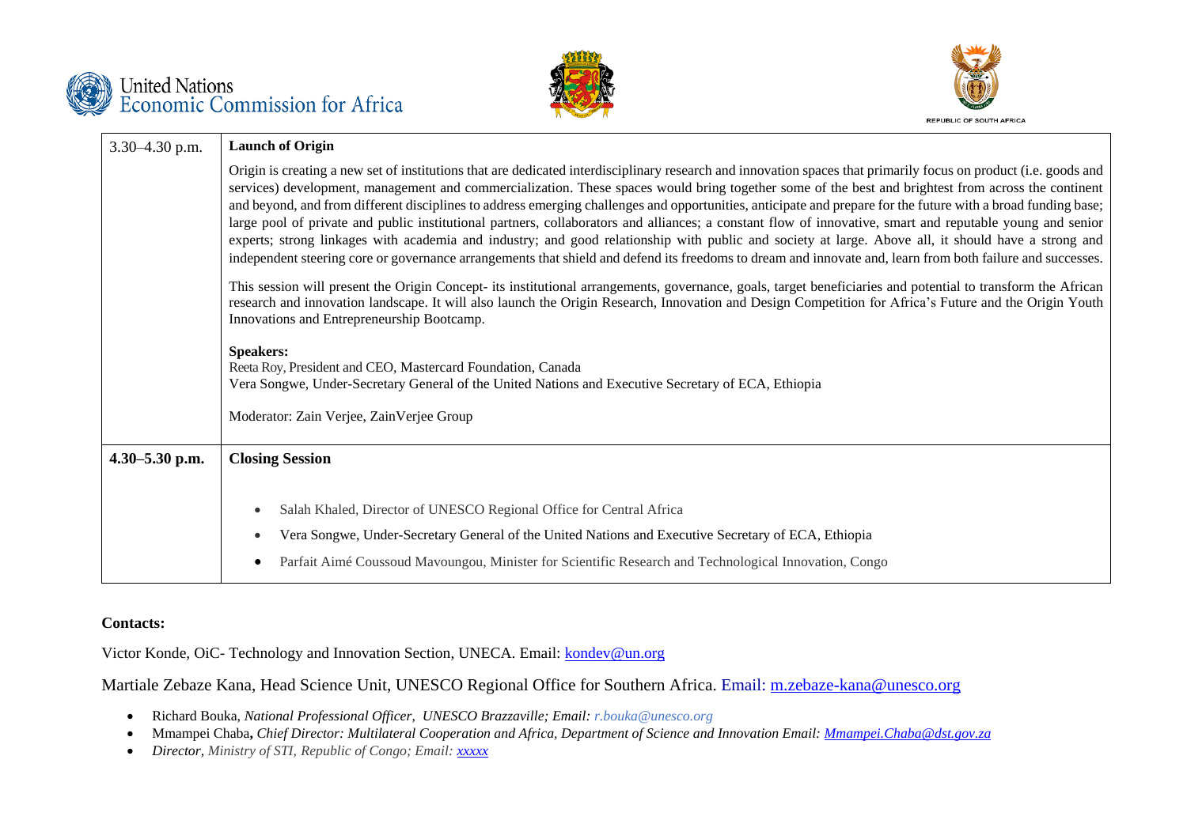| | |
|---|---|
| 3.30–4.30 p.m. | **Launch of Origin**<br><br>Origin is creating a new set of institutions that are dedicated interdisciplinary research and innovation spaces that primarily focus on product (i.e. goods and services) development, management and commercialization. These spaces would bring together some of the best and brightest from across the continent and beyond, and from different disciplines to address emerging challenges and opportunities, anticipate and prepare for the future with a broad funding base; large pool of private and public institutional partners, collaborators and alliances; a constant flow of innovative, smart and reputable young and senior experts; strong linkages with academia and industry; and good relationship with public and society at large. Above all, it should have a strong and independent steering core or governance arrangements that shield and defend its freedoms to dream and innovate and, learn from both failure and successes.<br><br>This session will present the Origin Concept- its institutional arrangements, governance, goals, target beneficiaries and potential to transform the African research and innovation landscape. It will also launch the Origin Research, Innovation and Design Competition for Africa's Future and the Origin Youth Innovations and Entrepreneurship Bootcamp.<br><br>**Speakers:**<br>Reeta Roy, President and CEO, Mastercard Foundation, Canada<br>Vera Songwe, Under-Secretary General of the United Nations and Executive Secretary of ECA, Ethiopia<br><br>Moderator: Zain Verjee, ZainVerjee Group |
| **4.30–5.30 p.m.** | **Closing Session**<br><br>• Salah Khaled, Director of UNESCO Regional Office for Central Africa<br>• Vera Songwe, Under-Secretary General of the United Nations and Executive Secretary of ECA, Ethiopia<br>• Parfait Aimé Coussoud Mavoungou, Minister for Scientific Research and Technological Innovation, Congo |

**Contacts:**

Victor Konde, OiC- Technology and Innovation Section, UNECA. Email: kondev@un.org

Martiale Zebaze Kana, Head Science Unit, UNESCO Regional Office for Southern Africa. Email: m.zebaze-kana@unesco.org

- Richard Bouka, *National Professional Officer, UNESCO Brazzaville; Email: r.bouka@unesco.org*
- Mmampei Chaba**,** *Chief Director: Multilateral Cooperation and Africa, Department of Science and Innovation Email: Mmampei.Chaba@dst.gov.za*
- *Director, Ministry of STI, Republic of Congo; Email: xxxxx*